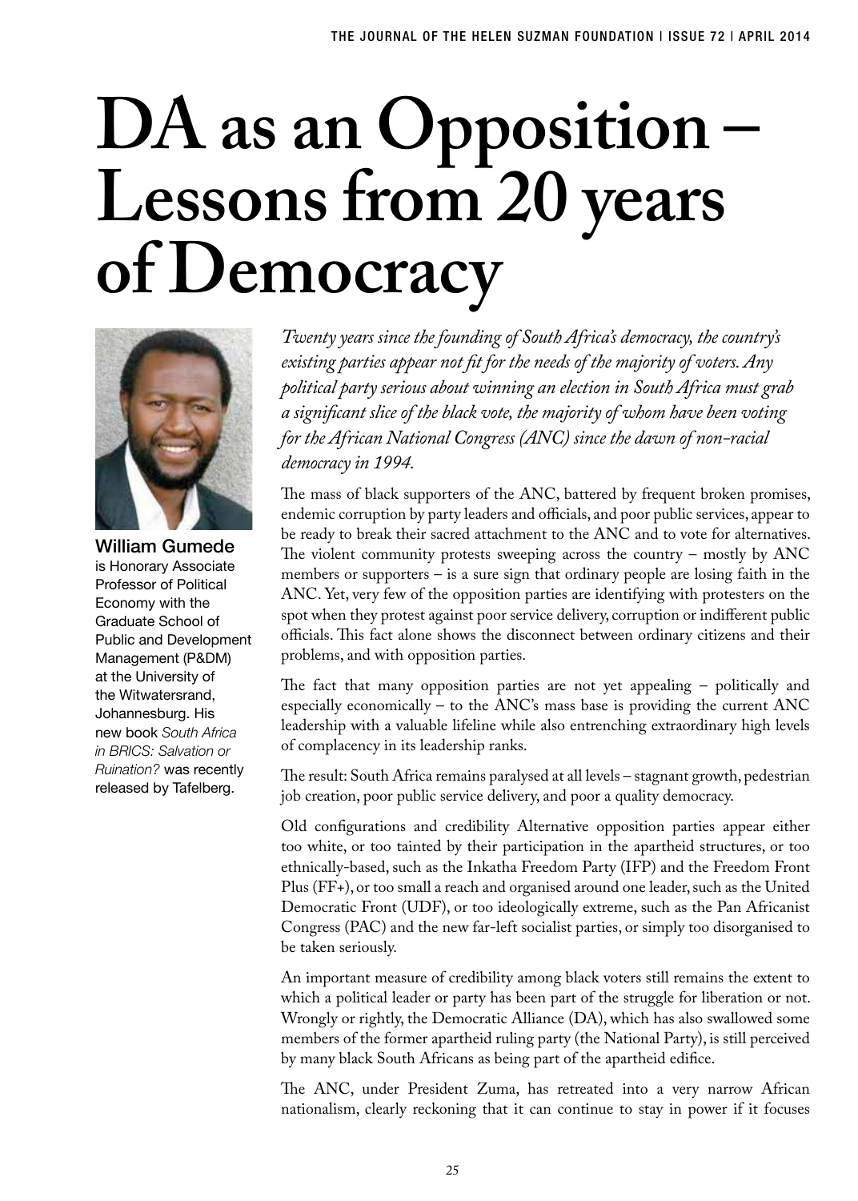# DA as an Opposition – Lessons from 20 years of Democracy

**William Gumede** is Honorary Associate Professor of Political Economy with the Graduate School of Public and Development Management (P&DM) at the University of the Witwatersrand, Johannesburg. His new book *South Africa in BRICS: Salvation or Ruination?* was recently released by Tafelberg.

*Twenty years since the founding of South Africa's democracy, the country's existing parties appear not fit for the needs of the majority of voters. Any political party serious about winning an election in South Africa must grab a significant slice of the black vote, the majority of whom have been voting for the African National Congress (ANC) since the dawn of non-racial democracy in 1994.*

The mass of black supporters of the ANC, battered by frequent broken promises, endemic corruption by party leaders and officials, and poor public services, appear to be ready to break their sacred attachment to the ANC and to vote for alternatives. The violent community protests sweeping across the country – mostly by ANC members or supporters – is a sure sign that ordinary people are losing faith in the ANC. Yet, very few of the opposition parties are identifying with protesters on the spot when they protest against poor service delivery, corruption or indifferent public officials. This fact alone shows the disconnect between ordinary citizens and their problems, and with opposition parties.

The fact that many opposition parties are not yet appealing – politically and especially economically – to the ANC's mass base is providing the current ANC leadership with a valuable lifeline while also entrenching extraordinary high levels of complacency in its leadership ranks.

The result: South Africa remains paralysed at all levels – stagnant growth, pedestrian job creation, poor public service delivery, and poor a quality democracy.

Old configurations and credibility Alternative opposition parties appear either too white, or too tainted by their participation in the apartheid structures, or too ethnically-based, such as the Inkatha Freedom Party (IFP) and the Freedom Front Plus (FF+), or too small a reach and organised around one leader, such as the United Democratic Front (UDF), or too ideologically extreme, such as the Pan Africanist Congress (PAC) and the new far-left socialist parties, or simply too disorganised to be taken seriously.

An important measure of credibility among black voters still remains the extent to which a political leader or party has been part of the struggle for liberation or not. Wrongly or rightly, the Democratic Alliance (DA), which has also swallowed some members of the former apartheid ruling party (the National Party), is still perceived by many black South Africans as being part of the apartheid edifice.

The ANC, under President Zuma, has retreated into a very narrow African nationalism, clearly reckoning that it can continue to stay in power if it focuses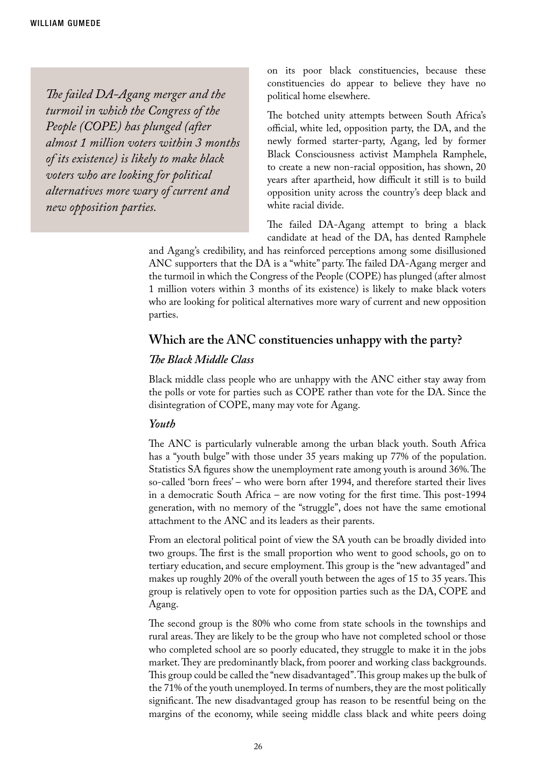> *The failed DA-Agang merger and the turmoil in which the Congress of the People (COPE) has plunged (after almost 1 million voters within 3 months of its existence) is likely to make black voters who are looking for political alternatives more wary of current and new opposition parties.*

on its poor black constituencies, because these constituencies do appear to believe they have no political home elsewhere.

The botched unity attempts between South Africa's official, white led, opposition party, the DA, and the newly formed starter-party, Agang, led by former Black Consciousness activist Mamphela Ramphele, to create a new non-racial opposition, has shown, 20 years after apartheid, how difficult it still is to build opposition unity across the country's deep black and white racial divide.

The failed DA-Agang attempt to bring a black candidate at head of the DA, has dented Ramphele and Agang's credibility, and has reinforced perceptions among some disillusioned ANC supporters that the DA is a "white" party. The failed DA-Agang merger and the turmoil in which the Congress of the People (COPE) has plunged (after almost 1 million voters within 3 months of its existence) is likely to make black voters who are looking for political alternatives more wary of current and new opposition parties.

## Which are the ANC constituencies unhappy with the party?

### *The Black Middle Class*

Black middle class people who are unhappy with the ANC either stay away from the polls or vote for parties such as COPE rather than vote for the DA. Since the disintegration of COPE, many may vote for Agang.

### *Youth*

The ANC is particularly vulnerable among the urban black youth. South Africa has a "youth bulge" with those under 35 years making up 77% of the population. Statistics SA figures show the unemployment rate among youth is around 36%. The so-called 'born frees' – who were born after 1994, and therefore started their lives in a democratic South Africa – are now voting for the first time. This post-1994 generation, with no memory of the "struggle", does not have the same emotional attachment to the ANC and its leaders as their parents.

From an electoral political point of view the SA youth can be broadly divided into two groups. The first is the small proportion who went to good schools, go on to tertiary education, and secure employment. This group is the "new advantaged" and makes up roughly 20% of the overall youth between the ages of 15 to 35 years. This group is relatively open to vote for opposition parties such as the DA, COPE and Agang.

The second group is the 80% who come from state schools in the townships and rural areas. They are likely to be the group who have not completed school or those who completed school are so poorly educated, they struggle to make it in the jobs market. They are predominantly black, from poorer and working class backgrounds. This group could be called the "new disadvantaged". This group makes up the bulk of the 71% of the youth unemployed. In terms of numbers, they are the most politically significant. The new disadvantaged group has reason to be resentful being on the margins of the economy, while seeing middle class black and white peers doing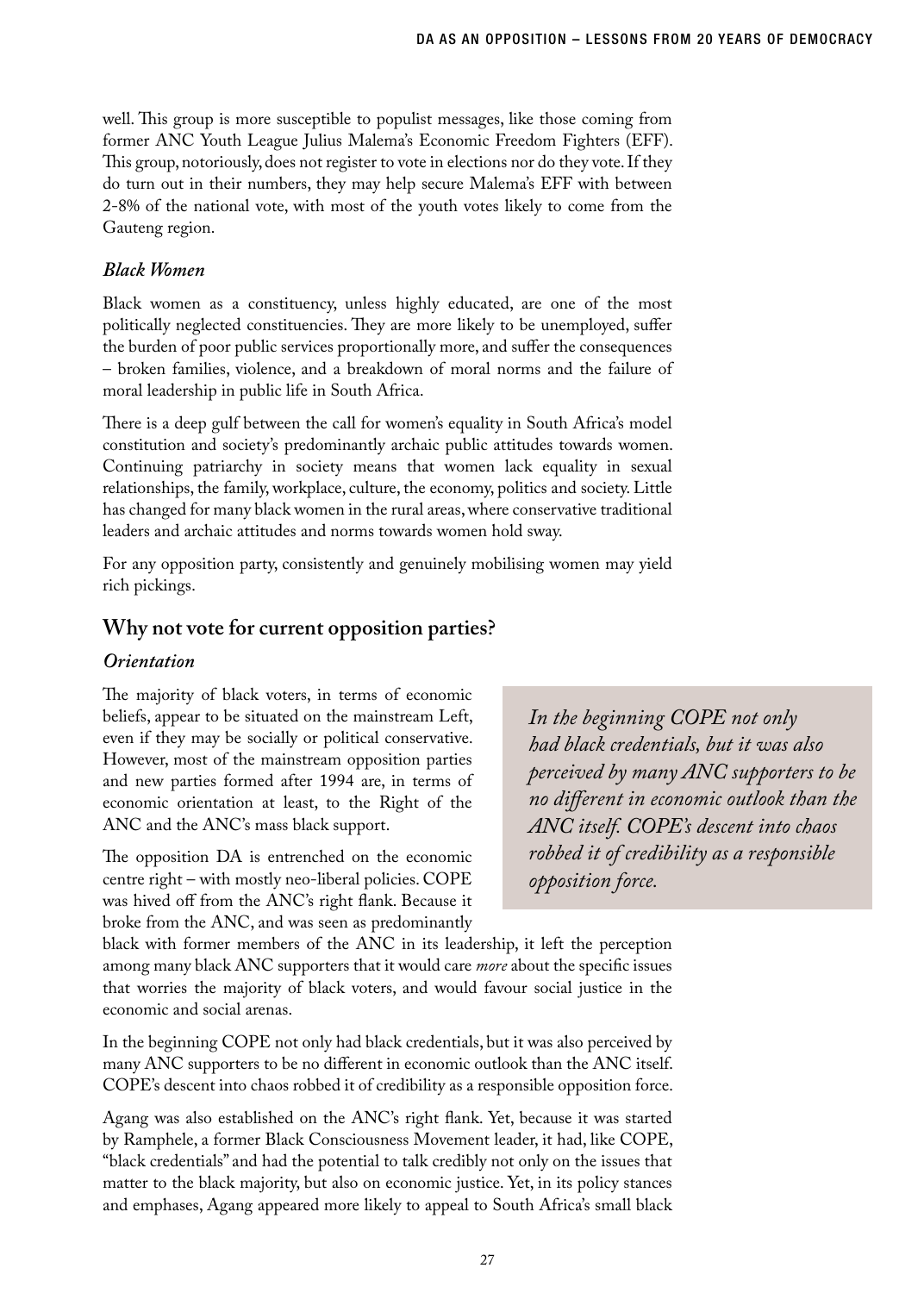well. This group is more susceptible to populist messages, like those coming from former ANC Youth League Julius Malema's Economic Freedom Fighters (EFF). This group, notoriously, does not register to vote in elections nor do they vote. If they do turn out in their numbers, they may help secure Malema's EFF with between 2-8% of the national vote, with most of the youth votes likely to come from the Gauteng region.

### *Black Women*

Black women as a constituency, unless highly educated, are one of the most politically neglected constituencies. They are more likely to be unemployed, suffer the burden of poor public services proportionally more, and suffer the consequences – broken families, violence, and a breakdown of moral norms and the failure of moral leadership in public life in South Africa.

There is a deep gulf between the call for women's equality in South Africa's model constitution and society's predominantly archaic public attitudes towards women. Continuing patriarchy in society means that women lack equality in sexual relationships, the family, workplace, culture, the economy, politics and society. Little has changed for many black women in the rural areas, where conservative traditional leaders and archaic attitudes and norms towards women hold sway.

For any opposition party, consistently and genuinely mobilising women may yield rich pickings.

## Why not vote for current opposition parties?

### *Orientation*

The majority of black voters, in terms of economic beliefs, appear to be situated on the mainstream Left, even if they may be socially or political conservative. However, most of the mainstream opposition parties and new parties formed after 1994 are, in terms of economic orientation at least, to the Right of the ANC and the ANC's mass black support.

> *In the beginning COPE not only had black credentials, but it was also perceived by many ANC supporters to be no different in economic outlook than the ANC itself. COPE's descent into chaos robbed it of credibility as a responsible opposition force.*

The opposition DA is entrenched on the economic centre right – with mostly neo-liberal policies. COPE was hived off from the ANC's right flank. Because it broke from the ANC, and was seen as predominantly black with former members of the ANC in its leadership, it left the perception among many black ANC supporters that it would care *more* about the specific issues that worries the majority of black voters, and would favour social justice in the economic and social arenas.

In the beginning COPE not only had black credentials, but it was also perceived by many ANC supporters to be no different in economic outlook than the ANC itself. COPE's descent into chaos robbed it of credibility as a responsible opposition force.

Agang was also established on the ANC's right flank. Yet, because it was started by Ramphele, a former Black Consciousness Movement leader, it had, like COPE, "black credentials" and had the potential to talk credibly not only on the issues that matter to the black majority, but also on economic justice. Yet, in its policy stances and emphases, Agang appeared more likely to appeal to South Africa's small black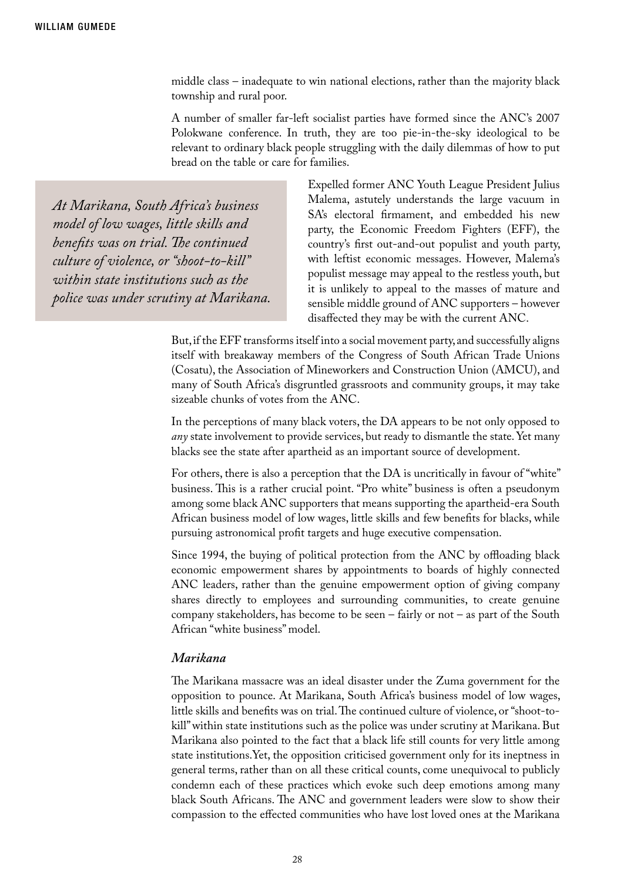middle class – inadequate to win national elections, rather than the majority black township and rural poor.

A number of smaller far-left socialist parties have formed since the ANC's 2007 Polokwane conference. In truth, they are too pie-in-the-sky ideological to be relevant to ordinary black people struggling with the daily dilemmas of how to put bread on the table or care for families.

> *At Marikana, South Africa's business model of low wages, little skills and benefits was on trial. The continued culture of violence, or "shoot-to-kill" within state institutions such as the police was under scrutiny at Marikana.*

Expelled former ANC Youth League President Julius Malema, astutely understands the large vacuum in SA's electoral firmament, and embedded his new party, the Economic Freedom Fighters (EFF), the country's first out-and-out populist and youth party, with leftist economic messages. However, Malema's populist message may appeal to the restless youth, but it is unlikely to appeal to the masses of mature and sensible middle ground of ANC supporters – however disaffected they may be with the current ANC.

But, if the EFF transforms itself into a social movement party, and successfully aligns itself with breakaway members of the Congress of South African Trade Unions (Cosatu), the Association of Mineworkers and Construction Union (AMCU), and many of South Africa's disgruntled grassroots and community groups, it may take sizeable chunks of votes from the ANC.

In the perceptions of many black voters, the DA appears to be not only opposed to *any* state involvement to provide services, but ready to dismantle the state. Yet many blacks see the state after apartheid as an important source of development.

For others, there is also a perception that the DA is uncritically in favour of "white" business. This is a rather crucial point. "Pro white" business is often a pseudonym among some black ANC supporters that means supporting the apartheid-era South African business model of low wages, little skills and few benefits for blacks, while pursuing astronomical profit targets and huge executive compensation.

Since 1994, the buying of political protection from the ANC by offloading black economic empowerment shares by appointments to boards of highly connected ANC leaders, rather than the genuine empowerment option of giving company shares directly to employees and surrounding communities, to create genuine company stakeholders, has become to be seen – fairly or not – as part of the South African "white business" model.

### *Marikana*

The Marikana massacre was an ideal disaster under the Zuma government for the opposition to pounce. At Marikana, South Africa's business model of low wages, little skills and benefits was on trial. The continued culture of violence, or "shoot-to-kill" within state institutions such as the police was under scrutiny at Marikana. But Marikana also pointed to the fact that a black life still counts for very little among state institutions. Yet, the opposition criticised government only for its ineptness in general terms, rather than on all these critical counts, come unequivocal to publicly condemn each of these practices which evoke such deep emotions among many black South Africans. The ANC and government leaders were slow to show their compassion to the effected communities who have lost loved ones at the Marikana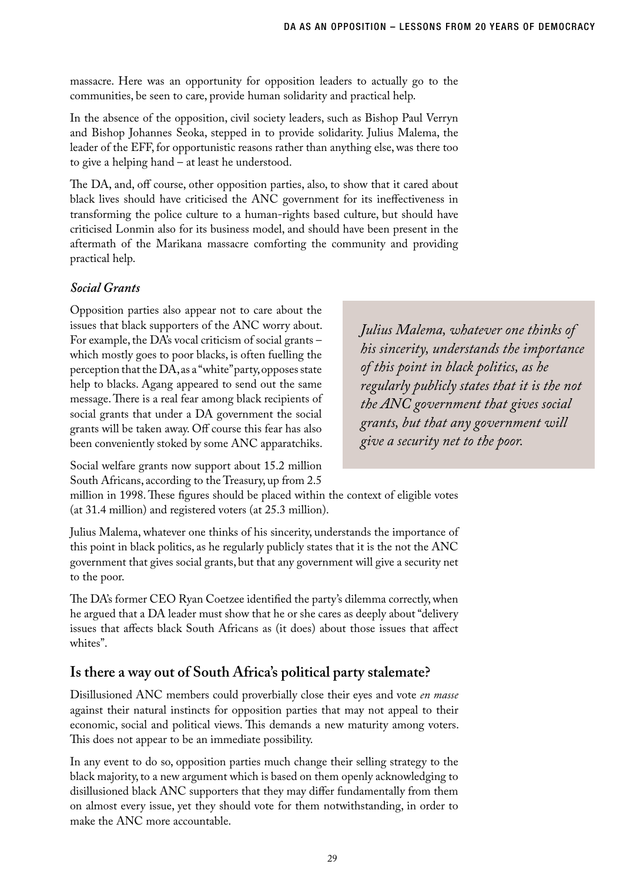massacre. Here was an opportunity for opposition leaders to actually go to the communities, be seen to care, provide human solidarity and practical help.

In the absence of the opposition, civil society leaders, such as Bishop Paul Verryn and Bishop Johannes Seoka, stepped in to provide solidarity. Julius Malema, the leader of the EFF, for opportunistic reasons rather than anything else, was there too to give a helping hand – at least he understood.

The DA, and, off course, other opposition parties, also, to show that it cared about black lives should have criticised the ANC government for its ineffectiveness in transforming the police culture to a human-rights based culture, but should have criticised Lonmin also for its business model, and should have been present in the aftermath of the Marikana massacre comforting the community and providing practical help.

### *Social Grants*

Opposition parties also appear not to care about the issues that black supporters of the ANC worry about. For example, the DA's vocal criticism of social grants – which mostly goes to poor blacks, is often fuelling the perception that the DA, as a "white" party, opposes state help to blacks. Agang appeared to send out the same message. There is a real fear among black recipients of social grants that under a DA government the social grants will be taken away. Off course this fear has also been conveniently stoked by some ANC apparatchiks.

> *Julius Malema, whatever one thinks of his sincerity, understands the importance of this point in black politics, as he regularly publicly states that it is the not the ANC government that gives social grants, but that any government will give a security net to the poor.*

Social welfare grants now support about 15.2 million South Africans, according to the Treasury, up from 2.5 million in 1998. These figures should be placed within the context of eligible votes (at 31.4 million) and registered voters (at 25.3 million).

Julius Malema, whatever one thinks of his sincerity, understands the importance of this point in black politics, as he regularly publicly states that it is the not the ANC government that gives social grants, but that any government will give a security net to the poor.

The DA's former CEO Ryan Coetzee identified the party's dilemma correctly, when he argued that a DA leader must show that he or she cares as deeply about "delivery issues that affects black South Africans as (it does) about those issues that affect whites".

## Is there a way out of South Africa's political party stalemate?

Disillusioned ANC members could proverbially close their eyes and vote *en masse* against their natural instincts for opposition parties that may not appeal to their economic, social and political views. This demands a new maturity among voters. This does not appear to be an immediate possibility.

In any event to do so, opposition parties much change their selling strategy to the black majority, to a new argument which is based on them openly acknowledging to disillusioned black ANC supporters that they may differ fundamentally from them on almost every issue, yet they should vote for them notwithstanding, in order to make the ANC more accountable.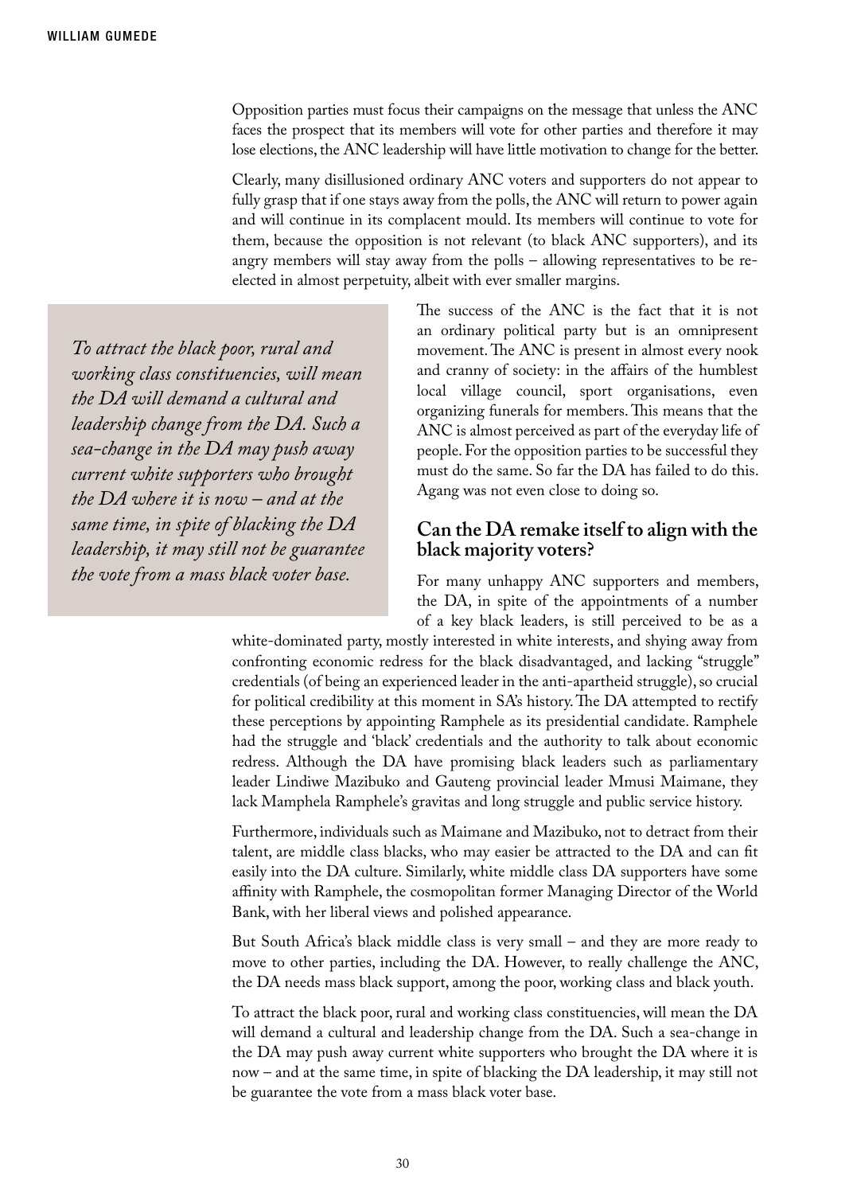Opposition parties must focus their campaigns on the message that unless the ANC faces the prospect that its members will vote for other parties and therefore it may lose elections, the ANC leadership will have little motivation to change for the better.

Clearly, many disillusioned ordinary ANC voters and supporters do not appear to fully grasp that if one stays away from the polls, the ANC will return to power again and will continue in its complacent mould. Its members will continue to vote for them, because the opposition is not relevant (to black ANC supporters), and its angry members will stay away from the polls – allowing representatives to be re-elected in almost perpetuity, albeit with ever smaller margins.

*To attract the black poor, rural and working class constituencies, will mean the DA will demand a cultural and leadership change from the DA. Such a sea-change in the DA may push away current white supporters who brought the DA where it is now – and at the same time, in spite of blacking the DA leadership, it may still not be guarantee the vote from a mass black voter base.*

The success of the ANC is the fact that it is not an ordinary political party but is an omnipresent movement. The ANC is present in almost every nook and cranny of society: in the affairs of the humblest local village council, sport organisations, even organizing funerals for members. This means that the ANC is almost perceived as part of the everyday life of people. For the opposition parties to be successful they must do the same. So far the DA has failed to do this. Agang was not even close to doing so.

## Can the DA remake itself to align with the black majority voters?

For many unhappy ANC supporters and members, the DA, in spite of the appointments of a number of a key black leaders, is still perceived to be as a white-dominated party, mostly interested in white interests, and shying away from confronting economic redress for the black disadvantaged, and lacking "struggle" credentials (of being an experienced leader in the anti-apartheid struggle), so crucial for political credibility at this moment in SA's history. The DA attempted to rectify these perceptions by appointing Ramphele as its presidential candidate. Ramphele had the struggle and 'black' credentials and the authority to talk about economic redress. Although the DA have promising black leaders such as parliamentary leader Lindiwe Mazibuko and Gauteng provincial leader Mmusi Maimane, they lack Mamphela Ramphele's gravitas and long struggle and public service history.

Furthermore, individuals such as Maimane and Mazibuko, not to detract from their talent, are middle class blacks, who may easier be attracted to the DA and can fit easily into the DA culture. Similarly, white middle class DA supporters have some affinity with Ramphele, the cosmopolitan former Managing Director of the World Bank, with her liberal views and polished appearance.

But South Africa's black middle class is very small – and they are more ready to move to other parties, including the DA. However, to really challenge the ANC, the DA needs mass black support, among the poor, working class and black youth.

To attract the black poor, rural and working class constituencies, will mean the DA will demand a cultural and leadership change from the DA. Such a sea-change in the DA may push away current white supporters who brought the DA where it is now – and at the same time, in spite of blacking the DA leadership, it may still not be guarantee the vote from a mass black voter base.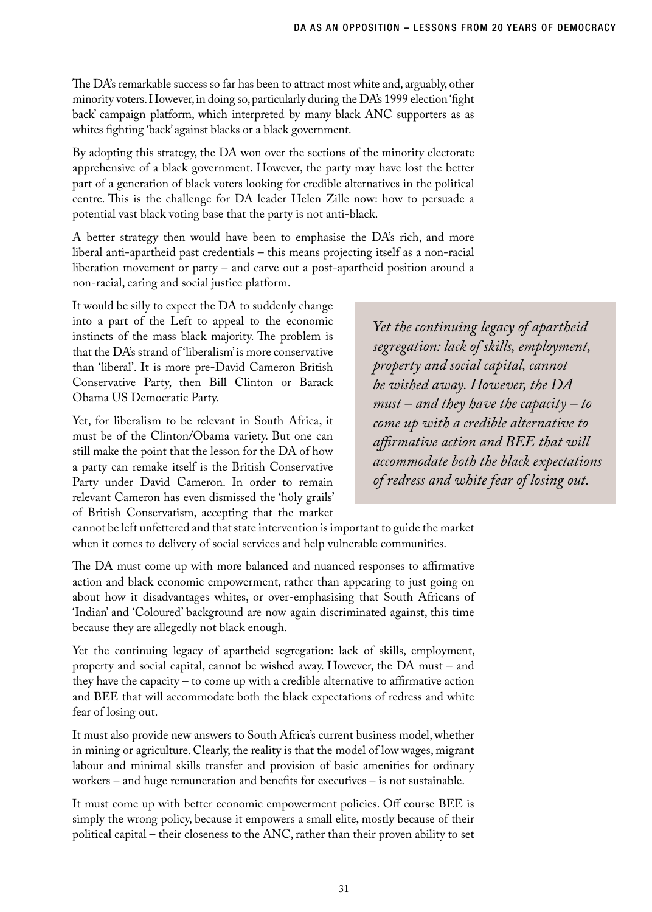The DA's remarkable success so far has been to attract most white and, arguably, other minority voters. However, in doing so, particularly during the DA's 1999 election 'fight back' campaign platform, which interpreted by many black ANC supporters as as whites fighting 'back' against blacks or a black government.

By adopting this strategy, the DA won over the sections of the minority electorate apprehensive of a black government. However, the party may have lost the better part of a generation of black voters looking for credible alternatives in the political centre. This is the challenge for DA leader Helen Zille now: how to persuade a potential vast black voting base that the party is not anti-black.

A better strategy then would have been to emphasise the DA's rich, and more liberal anti-apartheid past credentials – this means projecting itself as a non-racial liberation movement or party – and carve out a post-apartheid position around a non-racial, caring and social justice platform.

It would be silly to expect the DA to suddenly change into a part of the Left to appeal to the economic instincts of the mass black majority. The problem is that the DA's strand of 'liberalism' is more conservative than 'liberal'. It is more pre-David Cameron British Conservative Party, then Bill Clinton or Barack Obama US Democratic Party.

Yet, for liberalism to be relevant in South Africa, it must be of the Clinton/Obama variety. But one can still make the point that the lesson for the DA of how a party can remake itself is the British Conservative Party under David Cameron. In order to remain relevant Cameron has even dismissed the 'holy grails' of British Conservatism, accepting that the market cannot be left unfettered and that state intervention is important to guide the market when it comes to delivery of social services and help vulnerable communities.

> *Yet the continuing legacy of apartheid segregation: lack of skills, employment, property and social capital, cannot be wished away. However, the DA must – and they have the capacity – to come up with a credible alternative to affirmative action and BEE that will accommodate both the black expectations of redress and white fear of losing out.*

The DA must come up with more balanced and nuanced responses to affirmative action and black economic empowerment, rather than appearing to just going on about how it disadvantages whites, or over-emphasising that South Africans of 'Indian' and 'Coloured' background are now again discriminated against, this time because they are allegedly not black enough.

Yet the continuing legacy of apartheid segregation: lack of skills, employment, property and social capital, cannot be wished away. However, the DA must – and they have the capacity – to come up with a credible alternative to affirmative action and BEE that will accommodate both the black expectations of redress and white fear of losing out.

It must also provide new answers to South Africa's current business model, whether in mining or agriculture. Clearly, the reality is that the model of low wages, migrant labour and minimal skills transfer and provision of basic amenities for ordinary workers – and huge remuneration and benefits for executives – is not sustainable.

It must come up with better economic empowerment policies. Off course BEE is simply the wrong policy, because it empowers a small elite, mostly because of their political capital – their closeness to the ANC, rather than their proven ability to set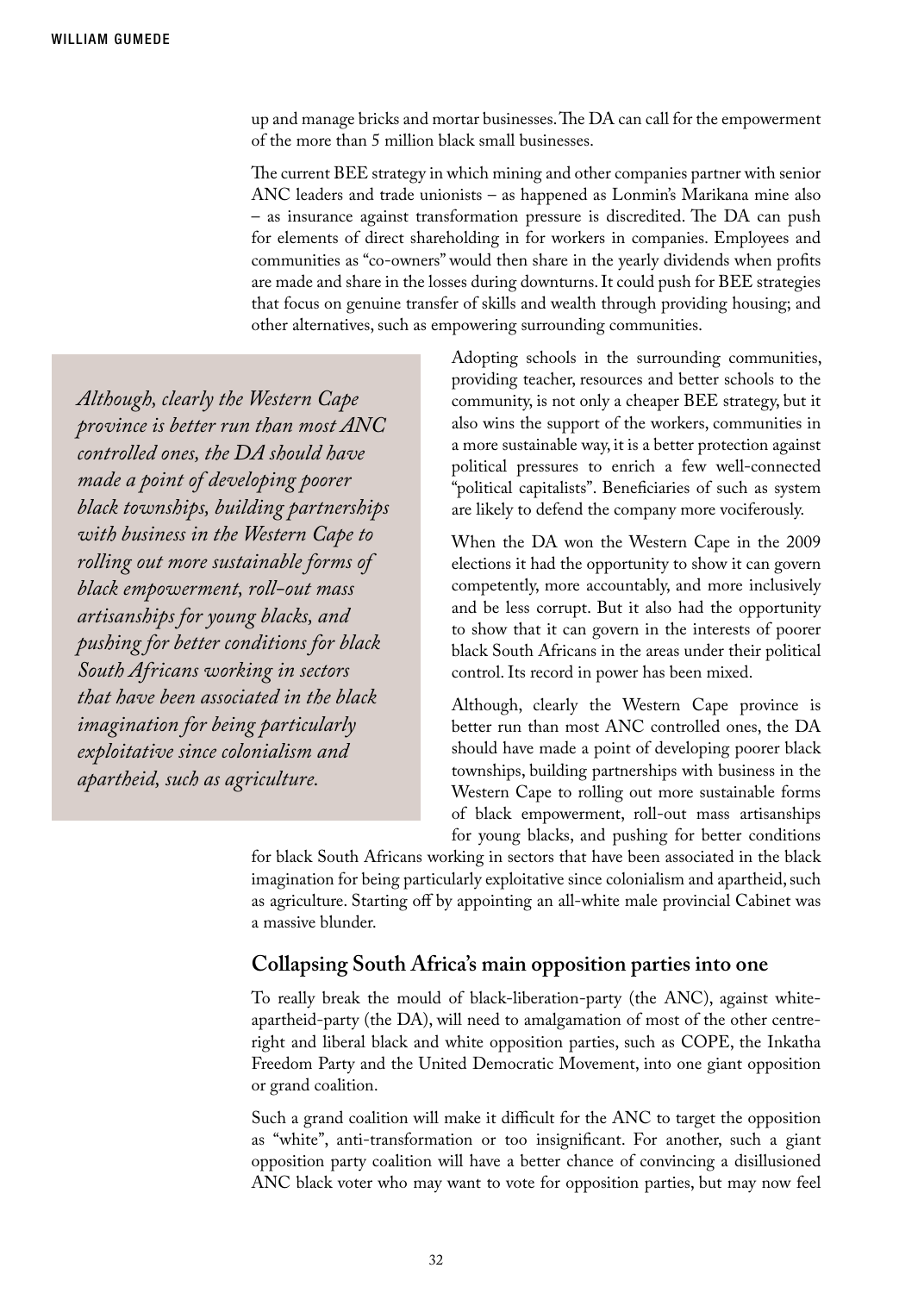up and manage bricks and mortar businesses. The DA can call for the empowerment of the more than 5 million black small businesses.

The current BEE strategy in which mining and other companies partner with senior ANC leaders and trade unionists – as happened as Lonmin's Marikana mine also – as insurance against transformation pressure is discredited. The DA can push for elements of direct shareholding in for workers in companies. Employees and communities as "co-owners" would then share in the yearly dividends when profits are made and share in the losses during downturns. It could push for BEE strategies that focus on genuine transfer of skills and wealth through providing housing; and other alternatives, such as empowering surrounding communities.

> *Although, clearly the Western Cape province is better run than most ANC controlled ones, the DA should have made a point of developing poorer black townships, building partnerships with business in the Western Cape to rolling out more sustainable forms of black empowerment, roll-out mass artisanships for young blacks, and pushing for better conditions for black South Africans working in sectors that have been associated in the black imagination for being particularly exploitative since colonialism and apartheid, such as agriculture.*

Adopting schools in the surrounding communities, providing teacher, resources and better schools to the community, is not only a cheaper BEE strategy, but it also wins the support of the workers, communities in a more sustainable way, it is a better protection against political pressures to enrich a few well-connected "political capitalists". Beneficiaries of such as system are likely to defend the company more vociferously.

When the DA won the Western Cape in the 2009 elections it had the opportunity to show it can govern competently, more accountably, and more inclusively and be less corrupt. But it also had the opportunity to show that it can govern in the interests of poorer black South Africans in the areas under their political control. Its record in power has been mixed.

Although, clearly the Western Cape province is better run than most ANC controlled ones, the DA should have made a point of developing poorer black townships, building partnerships with business in the Western Cape to rolling out more sustainable forms of black empowerment, roll-out mass artisanships for young blacks, and pushing for better conditions for black South Africans working in sectors that have been associated in the black imagination for being particularly exploitative since colonialism and apartheid, such as agriculture. Starting off by appointing an all-white male provincial Cabinet was a massive blunder.

## Collapsing South Africa's main opposition parties into one

To really break the mould of black-liberation-party (the ANC), against white-apartheid-party (the DA), will need to amalgamation of most of the other centre-right and liberal black and white opposition parties, such as COPE, the Inkatha Freedom Party and the United Democratic Movement, into one giant opposition or grand coalition.

Such a grand coalition will make it difficult for the ANC to target the opposition as "white", anti-transformation or too insignificant. For another, such a giant opposition party coalition will have a better chance of convincing a disillusioned ANC black voter who may want to vote for opposition parties, but may now feel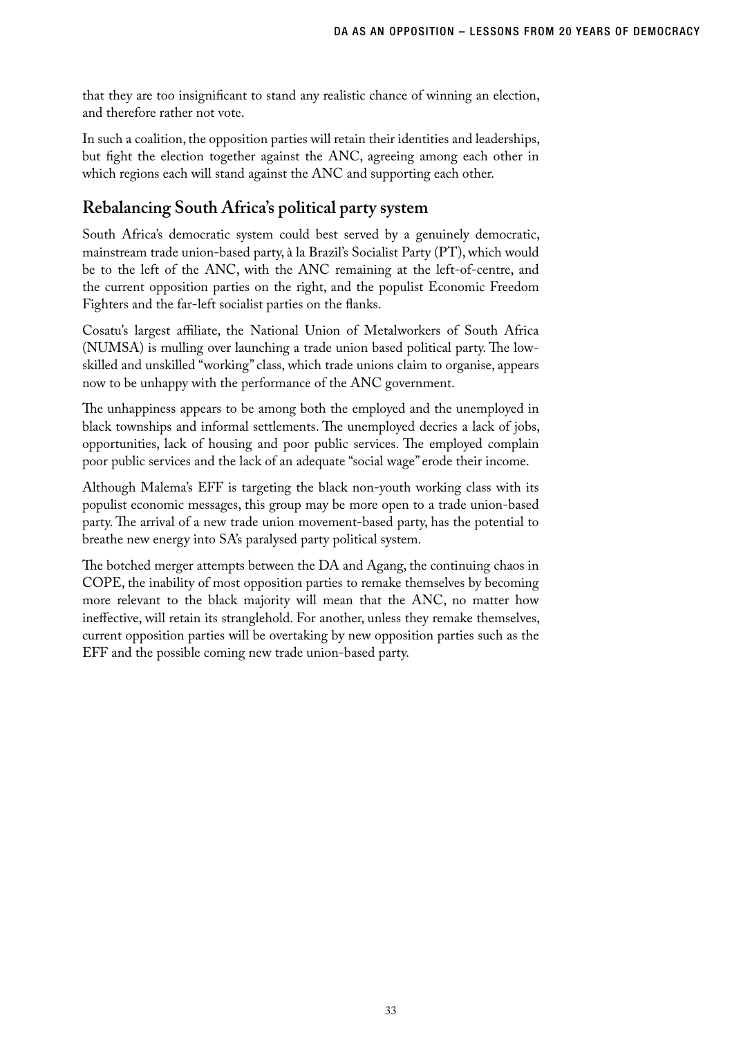that they are too insignificant to stand any realistic chance of winning an election, and therefore rather not vote.

In such a coalition, the opposition parties will retain their identities and leaderships, but fight the election together against the ANC, agreeing among each other in which regions each will stand against the ANC and supporting each other.

## Rebalancing South Africa's political party system

South Africa's democratic system could best served by a genuinely democratic, mainstream trade union-based party, à la Brazil's Socialist Party (PT), which would be to the left of the ANC, with the ANC remaining at the left-of-centre, and the current opposition parties on the right, and the populist Economic Freedom Fighters and the far-left socialist parties on the flanks.

Cosatu's largest affiliate, the National Union of Metalworkers of South Africa (NUMSA) is mulling over launching a trade union based political party. The low-skilled and unskilled "working" class, which trade unions claim to organise, appears now to be unhappy with the performance of the ANC government.

The unhappiness appears to be among both the employed and the unemployed in black townships and informal settlements. The unemployed decries a lack of jobs, opportunities, lack of housing and poor public services. The employed complain poor public services and the lack of an adequate "social wage" erode their income.

Although Malema's EFF is targeting the black non-youth working class with its populist economic messages, this group may be more open to a trade union-based party. The arrival of a new trade union movement-based party, has the potential to breathe new energy into SA's paralysed party political system.

The botched merger attempts between the DA and Agang, the continuing chaos in COPE, the inability of most opposition parties to remake themselves by becoming more relevant to the black majority will mean that the ANC, no matter how ineffective, will retain its stranglehold. For another, unless they remake themselves, current opposition parties will be overtaking by new opposition parties such as the EFF and the possible coming new trade union-based party.